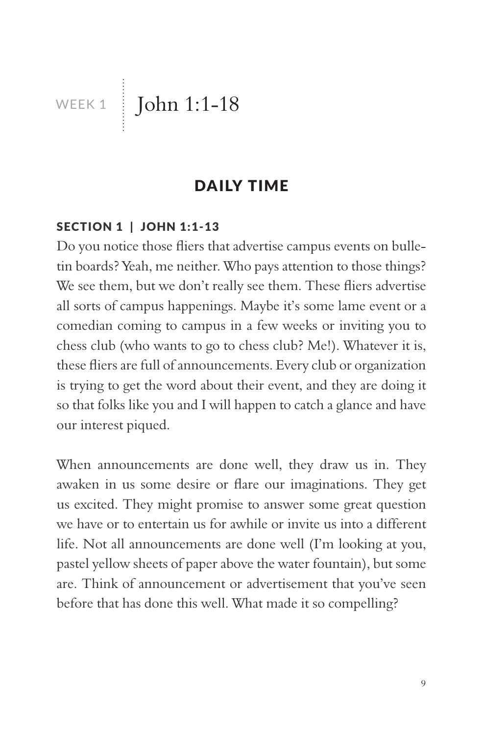# WEEK 1 | John 1:1-18

## DAILY TIME

### SECTION 1 | JOHN 1:1-13

Do you notice those fliers that advertise campus events on bulletin boards? Yeah, me neither. Who pays attention to those things? We see them, but we don't really see them. These fliers advertise all sorts of campus happenings. Maybe it's some lame event or a comedian coming to campus in a few weeks or inviting you to chess club (who wants to go to chess club? Me!). Whatever it is, these fliers are full of announcements. Every club or organization is trying to get the word about their event, and they are doing it so that folks like you and I will happen to catch a glance and have our interest piqued.

When announcements are done well, they draw us in. They awaken in us some desire or flare our imaginations. They get us excited. They might promise to answer some great question we have or to entertain us for awhile or invite us into a different life. Not all announcements are done well (I'm looking at you, pastel yellow sheets of paper above the water fountain), but some are. Think of announcement or advertisement that you've seen before that has done this well. What made it so compelling?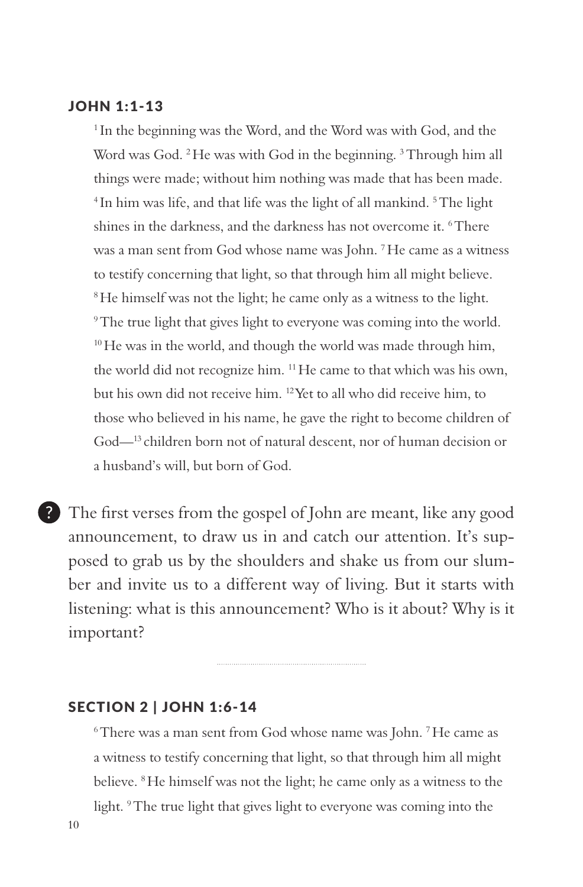## JOHN 1:1-13

[1] In the beginning was the Word, and the Word was with God, and the Word was God. [2] He was with God in the beginning. [3] Through him all things were made; without him nothing was made that has been made. [4] In him was life, and that life was the light of all mankind. [5] The light shines in the darkness, and the darkness has not overcome it. [6] There was a man sent from God whose name was John. [7] He came as a witness to testify concerning that light, so that through him all might believe. [8] He himself was not the light; he came only as a witness to the light. [9] The true light that gives light to everyone was coming into the world. [10] He was in the world, and though the world was made through him, the world did not recognize him. [11] He came to that which was his own, but his own did not receive him. [12] Yet to all who did receive him, to those who believed in his name, he gave the right to become children of God—[13] children born not of natural descent, nor of human decision or a husband's will, but born of God.

? The first verses from the gospel of John are meant, like any good announcement, to draw us in and catch our attention. It's supposed to grab us by the shoulders and shake us from our slumber and invite us to a different way of living. But it starts with listening: what is this announcement? Who is it about? Why is it important?

---

## SECTION 2 | JOHN 1:6-14

[6] There was a man sent from God whose name was John. [7] He came as a witness to testify concerning that light, so that through him all might believe. [8] He himself was not the light; he came only as a witness to the light. [9] The true light that gives light to everyone was coming into the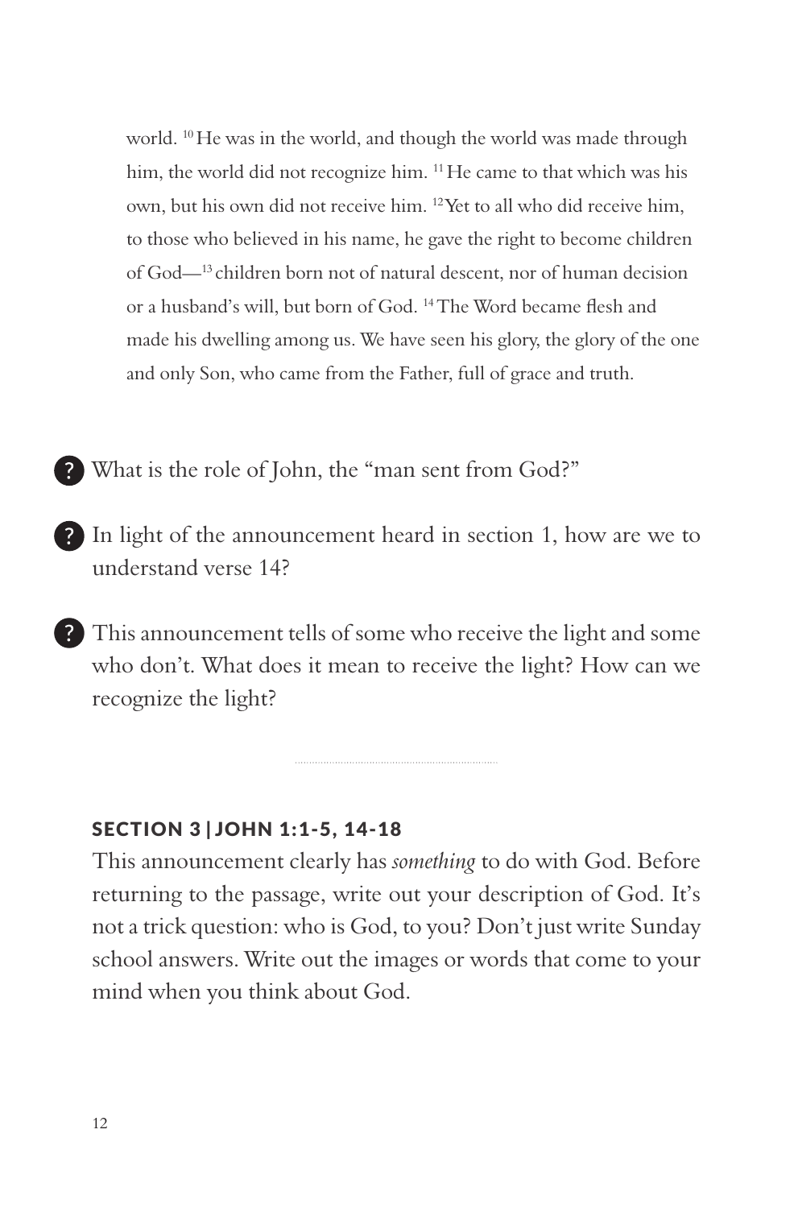world. [10] He was in the world, and though the world was made through him, the world did not recognize him. [11] He came to that which was his own, but his own did not receive him. [12] Yet to all who did receive him, to those who believed in his name, he gave the right to become children of God—[13] children born not of natural descent, nor of human decision or a husband's will, but born of God. [14] The Word became flesh and made his dwelling among us. We have seen his glory, the glory of the one and only Son, who came from the Father, full of grace and truth.

? What is the role of John, the "man sent from God?"

? In light of the announcement heard in section 1, how are we to understand verse 14?

? This announcement tells of some who receive the light and some who don't. What does it mean to receive the light? How can we recognize the light?

---

## SECTION 3 | JOHN 1:1-5, 14-18

This announcement clearly has *something* to do with God. Before returning to the passage, write out your description of God. It's not a trick question: who is God, to you? Don't just write Sunday school answers. Write out the images or words that come to your mind when you think about God.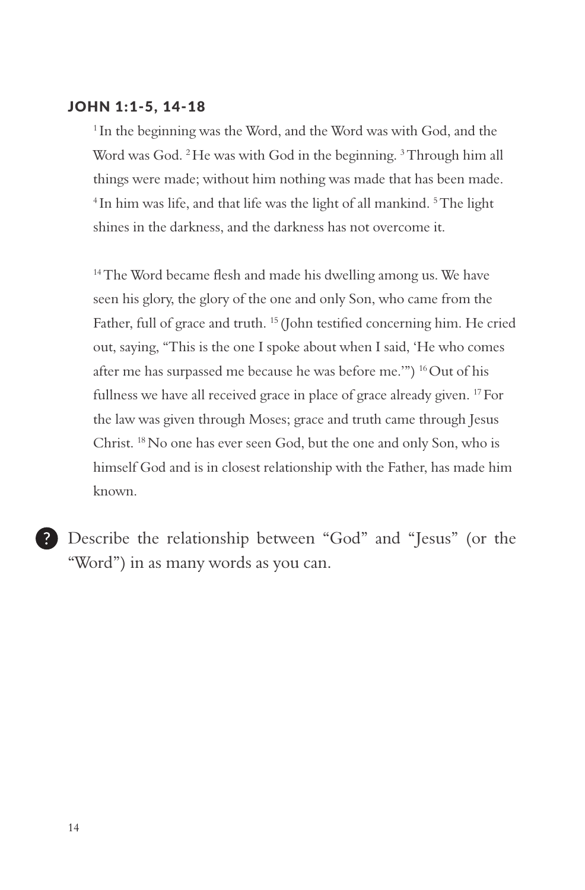### JOHN 1:1-5, 14-18

[1] In the beginning was the Word, and the Word was with God, and the Word was God. [2] He was with God in the beginning. [3] Through him all things were made; without him nothing was made that has been made. [4] In him was life, and that life was the light of all mankind. [5] The light shines in the darkness, and the darkness has not overcome it.

[14] The Word became flesh and made his dwelling among us. We have seen his glory, the glory of the one and only Son, who came from the Father, full of grace and truth. [15] (John testified concerning him. He cried out, saying, "This is the one I spoke about when I said, 'He who comes after me has surpassed me because he was before me.'") [16] Out of his fullness we have all received grace in place of grace already given. [17] For the law was given through Moses; grace and truth came through Jesus Christ. [18] No one has ever seen God, but the one and only Son, who is himself God and is in closest relationship with the Father, has made him known.

? Describe the relationship between "God" and "Jesus" (or the "Word") in as many words as you can.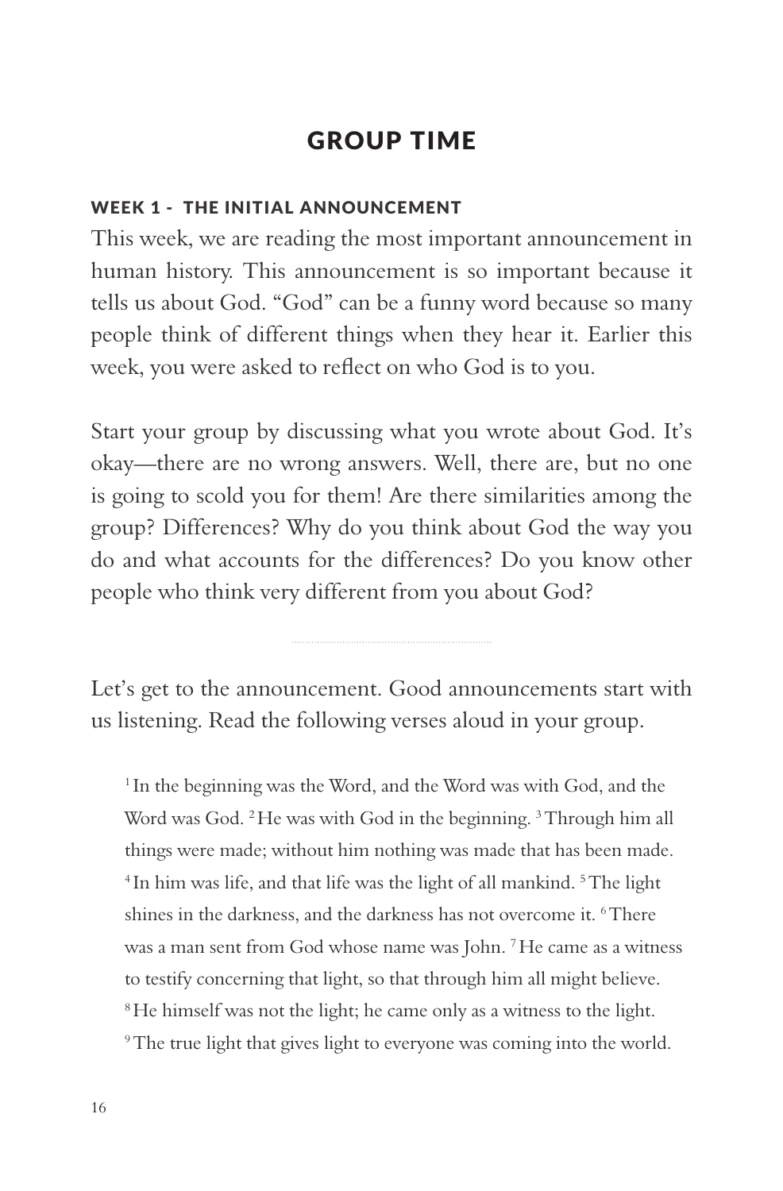## GROUP TIME

### WEEK 1 - THE INITIAL ANNOUNCEMENT

This week, we are reading the most important announcement in human history. This announcement is so important because it tells us about God. "God" can be a funny word because so many people think of different things when they hear it. Earlier this week, you were asked to reflect on who God is to you.

Start your group by discussing what you wrote about God. It's okay—there are no wrong answers. Well, there are, but no one is going to scold you for them! Are there similarities among the group? Differences? Why do you think about God the way you do and what accounts for the differences? Do you know other people who think very different from you about God?

---

Let's get to the announcement. Good announcements start with us listening. Read the following verses aloud in your group.

> [1] In the beginning was the Word, and the Word was with God, and the Word was God. [2] He was with God in the beginning. [3] Through him all things were made; without him nothing was made that has been made. [4] In him was life, and that life was the light of all mankind. [5] The light shines in the darkness, and the darkness has not overcome it. [6] There was a man sent from God whose name was John. [7] He came as a witness to testify concerning that light, so that through him all might believe. [8] He himself was not the light; he came only as a witness to the light. [9] The true light that gives light to everyone was coming into the world.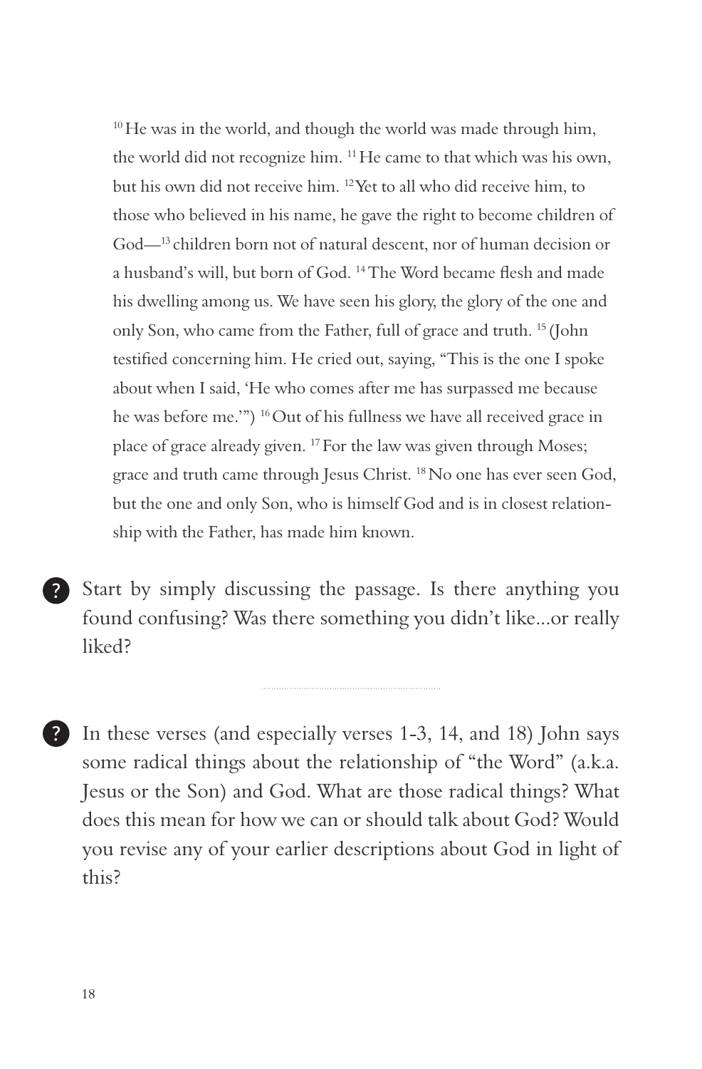[10] He was in the world, and though the world was made through him, the world did not recognize him. [11] He came to that which was his own, but his own did not receive him. [12] Yet to all who did receive him, to those who believed in his name, he gave the right to become children of God—[13] children born not of natural descent, nor of human decision or a husband's will, but born of God. [14] The Word became flesh and made his dwelling among us. We have seen his glory, the glory of the one and only Son, who came from the Father, full of grace and truth. [15] (John testified concerning him. He cried out, saying, "This is the one I spoke about when I said, 'He who comes after me has surpassed me because he was before me.'") [16] Out of his fullness we have all received grace in place of grace already given. [17] For the law was given through Moses; grace and truth came through Jesus Christ. [18] No one has ever seen God, but the one and only Son, who is himself God and is in closest relationship with the Father, has made him known.

? Start by simply discussing the passage. Is there anything you found confusing? Was there something you didn't like...or really liked?

? In these verses (and especially verses 1-3, 14, and 18) John says some radical things about the relationship of "the Word" (a.k.a. Jesus or the Son) and God. What are those radical things? What does this mean for how we can or should talk about God? Would you revise any of your earlier descriptions about God in light of this?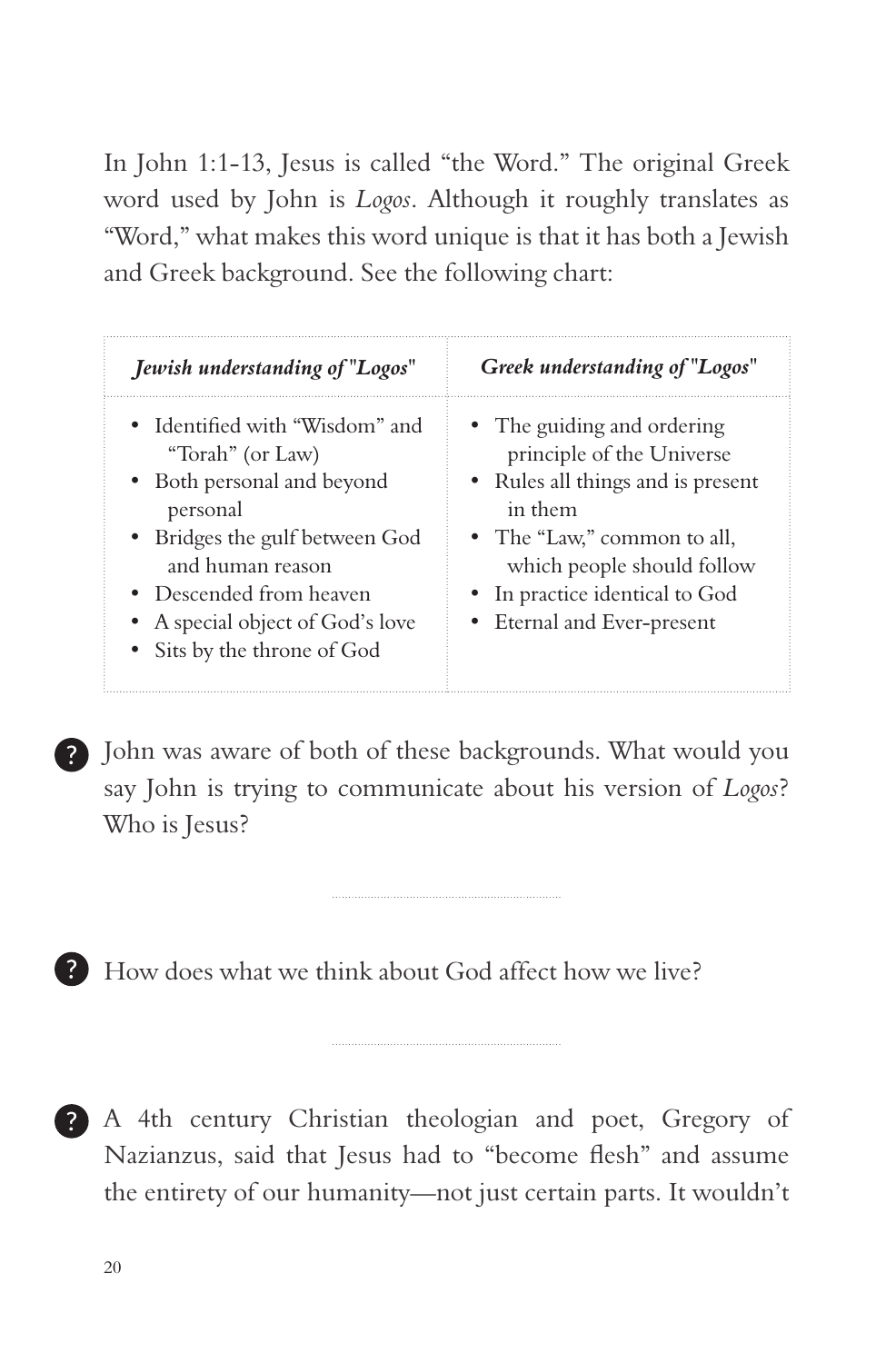In John 1:1-13, Jesus is called "the Word." The original Greek word used by John is *Logos*. Although it roughly translates as "Word," what makes this word unique is that it has both a Jewish and Greek background. See the following chart:

| ***Jewish understanding of "Logos"*** | ***Greek understanding of "Logos"*** |
| --- | --- |
| • Identified with "Wisdom" and "Torah" (or Law)<br>• Both personal and beyond personal<br>• Bridges the gulf between God and human reason<br>• Descended from heaven<br>• A special object of God's love<br>• Sits by the throne of God | • The guiding and ordering principle of the Universe<br>• Rules all things and is present in them<br>• The "Law," common to all, which people should follow<br>• In practice identical to God<br>• Eternal and Ever-present |

? John was aware of both of these backgrounds. What would you say John is trying to communicate about his version of *Logos*? Who is Jesus?

? How does what we think about God affect how we live?

? A 4th century Christian theologian and poet, Gregory of Nazianzus, said that Jesus had to "become flesh" and assume the entirety of our humanity—not just certain parts. It wouldn't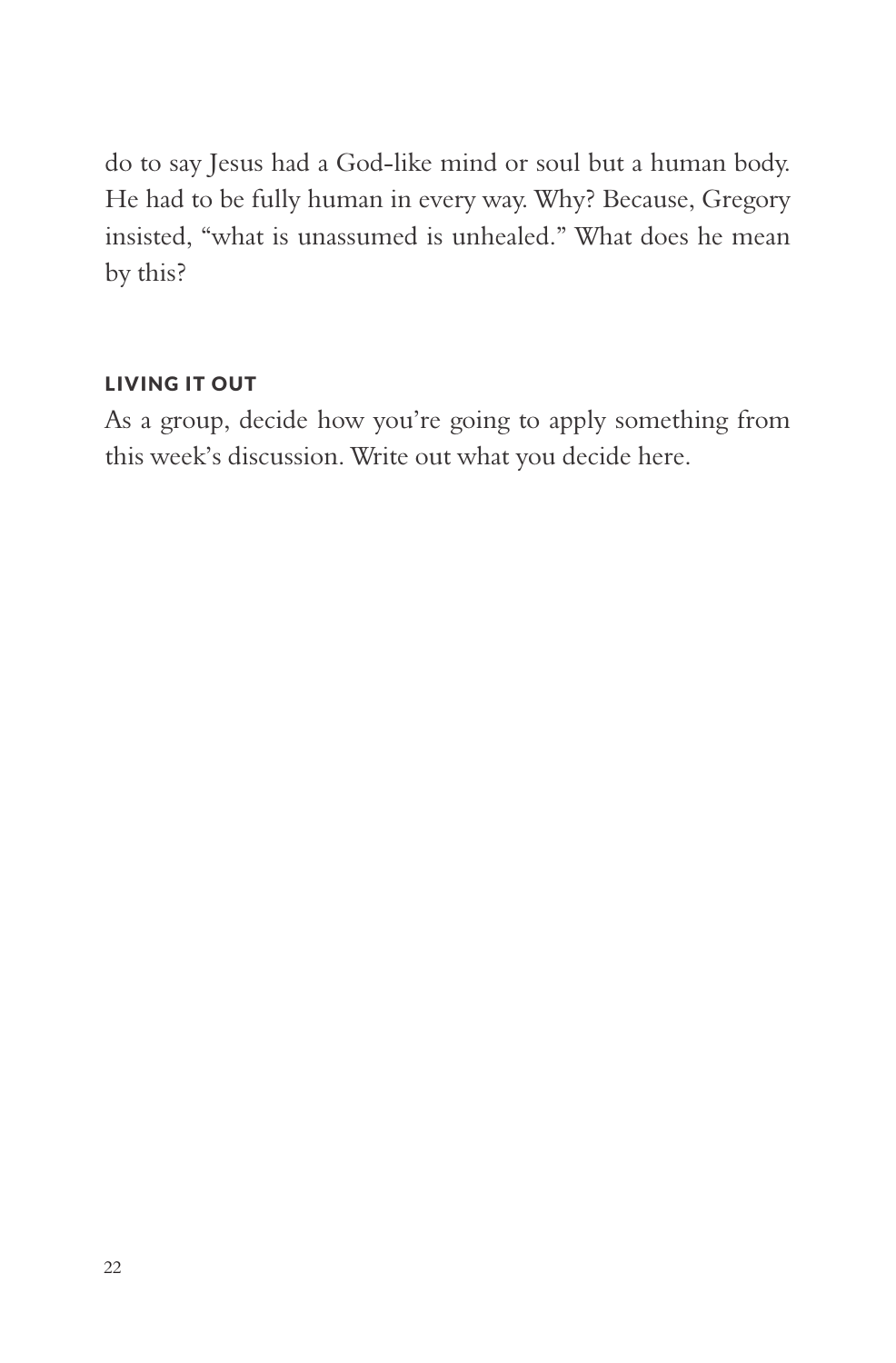do to say Jesus had a God-like mind or soul but a human body. He had to be fully human in every way. Why? Because, Gregory insisted, "what is unassumed is unhealed." What does he mean by this?

### LIVING IT OUT

As a group, decide how you're going to apply something from this week's discussion. Write out what you decide here.